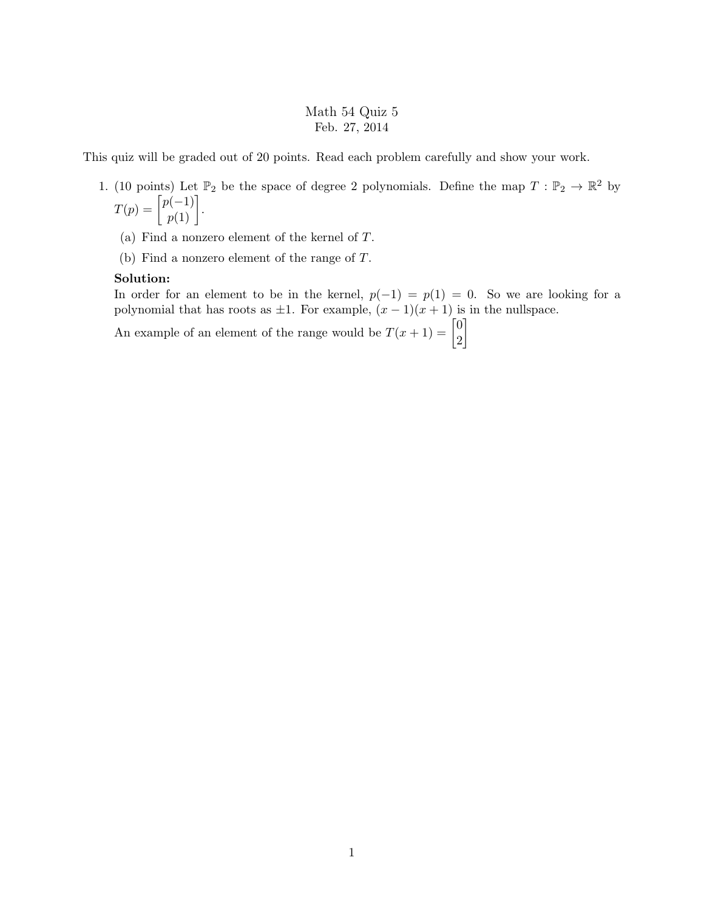# Math 54 Quiz 5

Feb. 27, 2014

This quiz will be graded out of 20 points. Read each problem carefully and show your work.

1. (10 points) Let $\mathbb{P}_2$ be the space of degree 2 polynomials. Define the map $T : \mathbb{P}_2 \to \mathbb{R}^2$ by $T(p) = \begin{bmatrix} p(-1) \\ p(1) \end{bmatrix}$.

   (a) Find a nonzero element of the kernel of $T$.

   (b) Find a nonzero element of the range of $T$.

   **Solution:**

   In order for an element to be in the kernel, $p(-1) = p(1) = 0$. So we are looking for a polynomial that has roots as $\pm 1$. For example, $(x-1)(x+1)$ is in the nullspace.

   An example of an element of the range would be $T(x+1) = \begin{bmatrix} 0 \\ 2 \end{bmatrix}$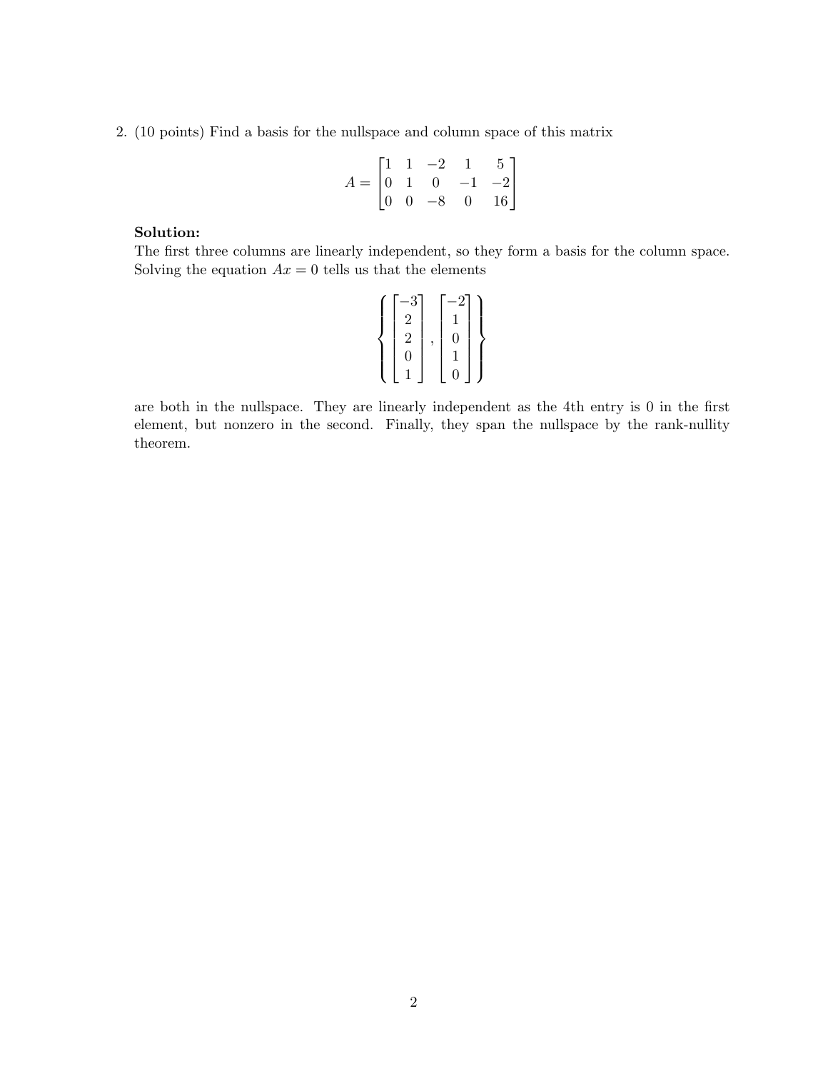2. (10 points) Find a basis for the nullspace and column space of this matrix

$$A = \begin{bmatrix} 1 & 1 & -2 & 1 & 5 \\ 0 & 1 & 0 & -1 & -2 \\ 0 & 0 & -8 & 0 & 16 \end{bmatrix}$$

**Solution:**
The first three columns are linearly independent, so they form a basis for the column space. Solving the equation $Ax = 0$ tells us that the elements

$$\left\{ \begin{bmatrix} -3 \\ 2 \\ 2 \\ 0 \\ 1 \end{bmatrix}, \begin{bmatrix} -2 \\ 1 \\ 0 \\ 1 \\ 0 \end{bmatrix} \right\}$$

are both in the nullspace. They are linearly independent as the 4th entry is 0 in the first element, but nonzero in the second. Finally, they span the nullspace by the rank-nullity theorem.